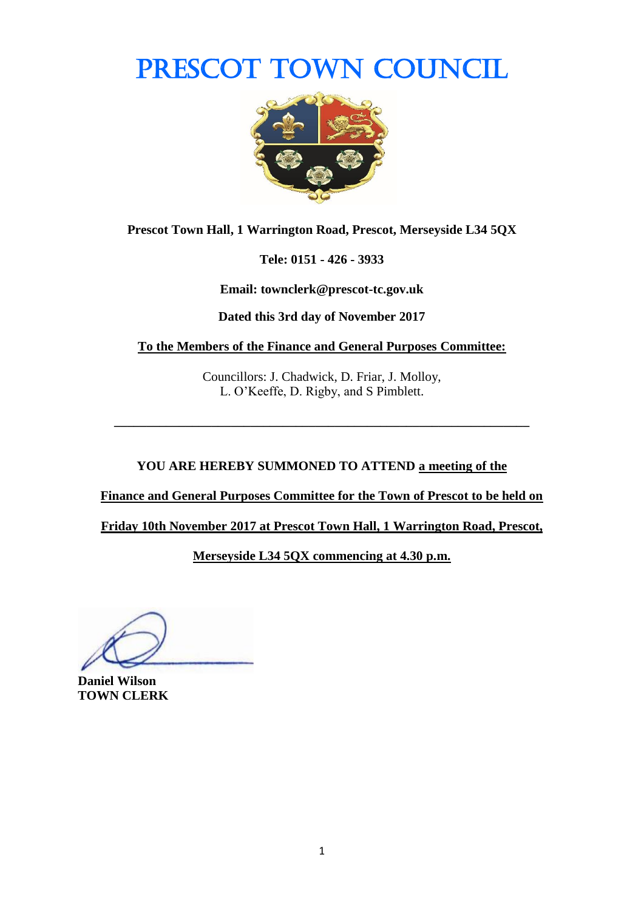# PRESCOT TOWN COUNCIL

**Prescot Town Hall, 1 Warrington Road, Prescot, Merseyside L34 5QX**

**Tele: 0151 - 426 - 3933**

**Email: townclerk@prescot-tc.gov.uk**

**Dated this 3rd day of November 2017**

**To the Members of the Finance and General Purposes Committee:**

Councillors: J. Chadwick, D. Friar, J. Molloy,
L. O'Keeffe, D. Rigby, and S Pimblett.

---

**YOU ARE HEREBY SUMMONED TO ATTEND a meeting of the Finance and General Purposes Committee for the Town of Prescot to be held on Friday 10th November 2017 at Prescot Town Hall, 1 Warrington Road, Prescot, Merseyside L34 5QX commencing at 4.30 p.m.**

**Daniel Wilson**
**TOWN CLERK**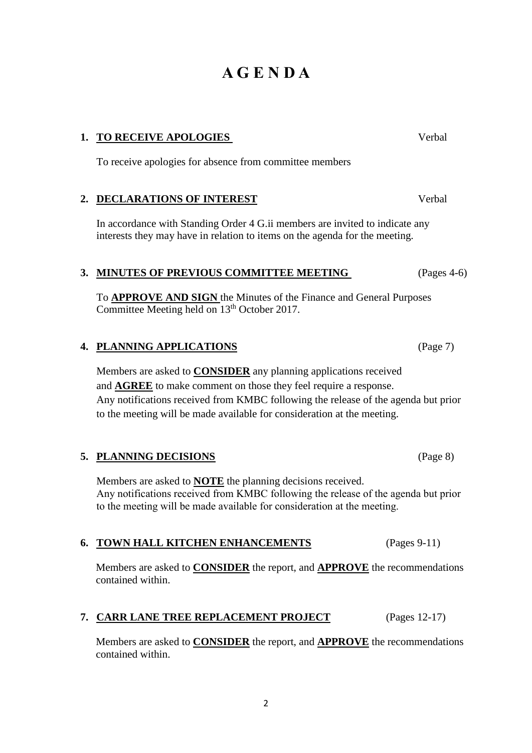# AGENDA

**1. <u>TO RECEIVE APOLOGIES</u>** Verbal

To receive apologies for absence from committee members

**2. <u>DECLARATIONS OF INTEREST</u>** Verbal

In accordance with Standing Order 4 G.ii members are invited to indicate any interests they may have in relation to items on the agenda for the meeting.

**3. <u>MINUTES OF PREVIOUS COMMITTEE MEETING</u>** (Pages 4-6)

To **<u>APPROVE AND SIGN</u>** the Minutes of the Finance and General Purposes Committee Meeting held on 13th October 2017.

**4. <u>PLANNING APPLICATIONS</u>** (Page 7)

Members are asked to **<u>CONSIDER</u>** any planning applications received and **<u>AGREE</u>** to make comment on those they feel require a response.
Any notifications received from KMBC following the release of the agenda but prior to the meeting will be made available for consideration at the meeting.

**5. <u>PLANNING DECISIONS</u>** (Page 8)

Members are asked to **<u>NOTE</u>** the planning decisions received.
Any notifications received from KMBC following the release of the agenda but prior to the meeting will be made available for consideration at the meeting.

**6. <u>TOWN HALL KITCHEN ENHANCEMENTS</u>** (Pages 9-11)

Members are asked to **<u>CONSIDER</u>** the report, and **<u>APPROVE</u>** the recommendations contained within.

**7. <u>CARR LANE TREE REPLACEMENT PROJECT</u>** (Pages 12-17)

Members are asked to **<u>CONSIDER</u>** the report, and **<u>APPROVE</u>** the recommendations contained within.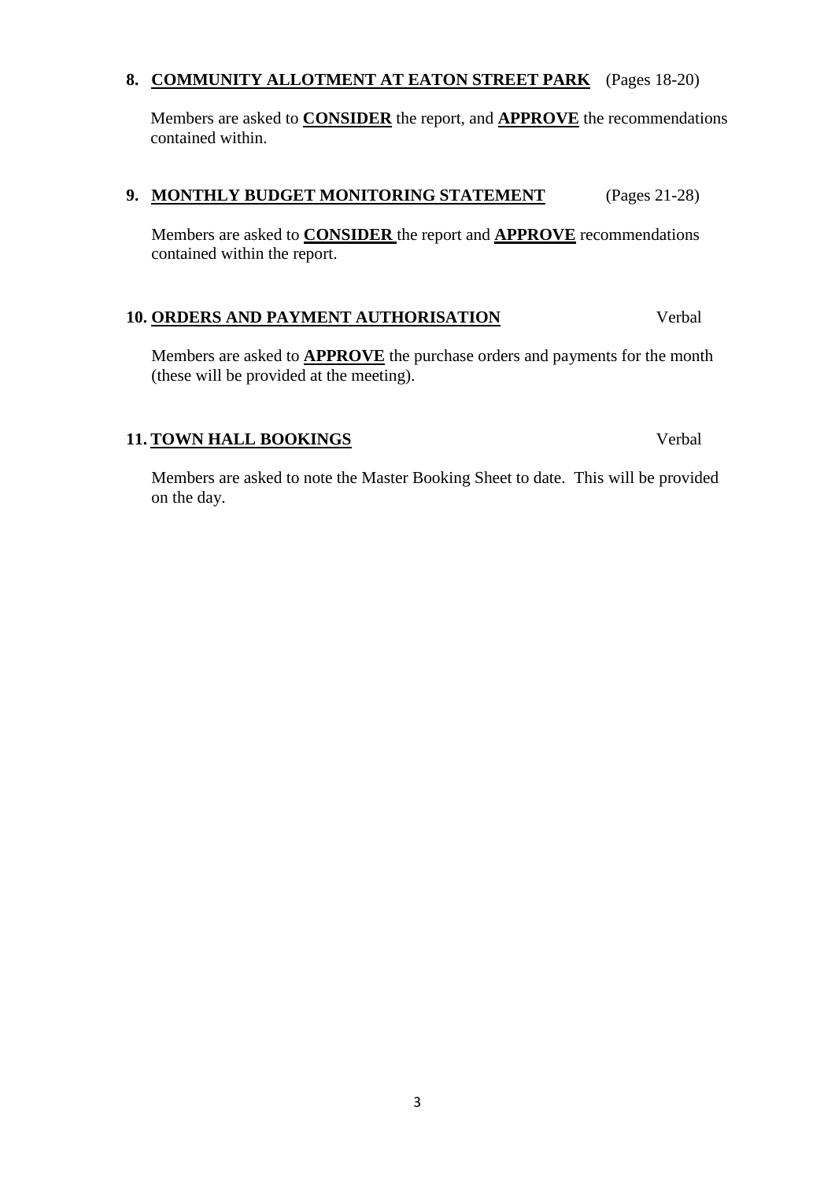**8. <u>COMMUNITY ALLOTMENT AT EATON STREET PARK</u>** (Pages 18-20)

Members are asked to **<u>CONSIDER</u>** the report, and **<u>APPROVE</u>** the recommendations contained within.

**9. <u>MONTHLY BUDGET MONITORING STATEMENT</u>** (Pages 21-28)

Members are asked to **<u>CONSIDER</u>** the report and **<u>APPROVE</u>** recommendations contained within the report.

**10. <u>ORDERS AND PAYMENT AUTHORISATION</u>** Verbal

Members are asked to **<u>APPROVE</u>** the purchase orders and payments for the month (these will be provided at the meeting).

**11. <u>TOWN HALL BOOKINGS</u>** Verbal

Members are asked to note the Master Booking Sheet to date. This will be provided on the day.